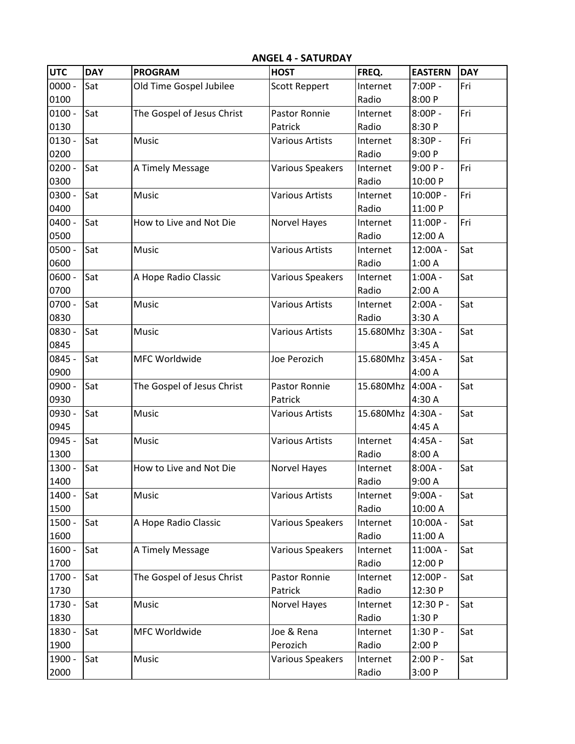# ANGEL 4 - SATURDAY

| UTC | DAY | PROGRAM | HOST | FREQ. | EASTERN | DAY |
|---|---|---|---|---|---|---|
| 0000 - 0100 | Sat | Old Time Gospel Jubilee | Scott Reppert | Internet Radio | 7:00P - 8:00 P | Fri |
| 0100 - 0130 | Sat | The Gospel of Jesus Christ | Pastor Ronnie Patrick | Internet Radio | 8:00P - 8:30 P | Fri |
| 0130 - 0200 | Sat | Music | Various Artists | Internet Radio | 8:30P - 9:00 P | Fri |
| 0200 - 0300 | Sat | A Timely Message | Various Speakers | Internet Radio | 9:00 P - 10:00 P | Fri |
| 0300 - 0400 | Sat | Music | Various Artists | Internet Radio | 10:00P - 11:00 P | Fri |
| 0400 - 0500 | Sat | How to Live and Not Die | Norvel Hayes | Internet Radio | 11:00P - 12:00 A | Fri |
| 0500 - 0600 | Sat | Music | Various Artists | Internet Radio | 12:00A - 1:00 A | Sat |
| 0600 - 0700 | Sat | A Hope Radio Classic | Various Speakers | Internet Radio | 1:00A - 2:00 A | Sat |
| 0700 - 0830 | Sat | Music | Various Artists | Internet Radio | 2:00A - 3:30 A | Sat |
| 0830 - 0845 | Sat | Music | Various Artists | 15.680Mhz | 3:30A - 3:45 A | Sat |
| 0845 - 0900 | Sat | MFC Worldwide | Joe Perozich | 15.680Mhz | 3:45A - 4:00 A | Sat |
| 0900 - 0930 | Sat | The Gospel of Jesus Christ | Pastor Ronnie Patrick | 15.680Mhz | 4:00A - 4:30 A | Sat |
| 0930 - 0945 | Sat | Music | Various Artists | 15.680Mhz | 4:30A - 4:45 A | Sat |
| 0945 - 1300 | Sat | Music | Various Artists | Internet Radio | 4:45A - 8:00 A | Sat |
| 1300 - 1400 | Sat | How to Live and Not Die | Norvel Hayes | Internet Radio | 8:00A - 9:00 A | Sat |
| 1400 - 1500 | Sat | Music | Various Artists | Internet Radio | 9:00A - 10:00 A | Sat |
| 1500 - 1600 | Sat | A Hope Radio Classic | Various Speakers | Internet Radio | 10:00A - 11:00 A | Sat |
| 1600 - 1700 | Sat | A Timely Message | Various Speakers | Internet Radio | 11:00A - 12:00 P | Sat |
| 1700 - 1730 | Sat | The Gospel of Jesus Christ | Pastor Ronnie Patrick | Internet Radio | 12:00P - 12:30 P | Sat |
| 1730 - 1830 | Sat | Music | Norvel Hayes | Internet Radio | 12:30 P - 1:30 P | Sat |
| 1830 - 1900 | Sat | MFC Worldwide | Joe & Rena Perozich | Internet Radio | 1:30 P - 2:00 P | Sat |
| 1900 - 2000 | Sat | Music | Various Speakers | Internet Radio | 2:00 P - 3:00 P | Sat |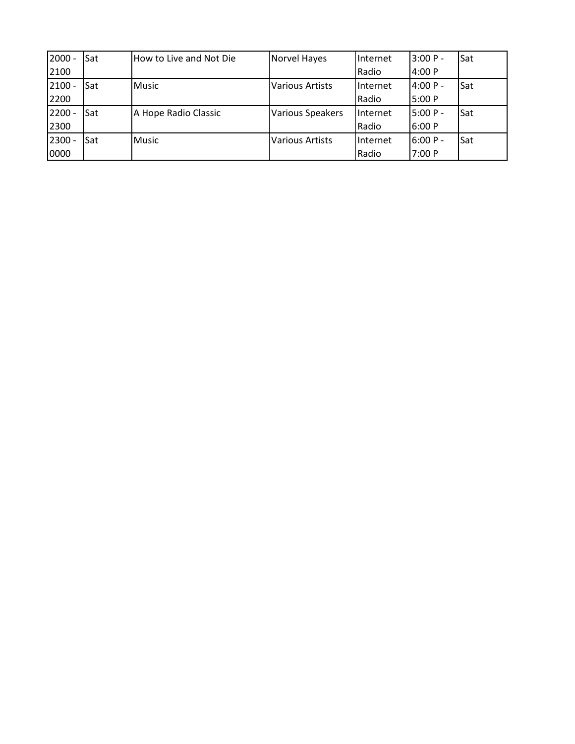| | | | | | | |
|---|---|---|---|---|---|---|
| 2000 - 2100 | Sat | How to Live and Not Die | Norvel Hayes | Internet Radio | 3:00 P - 4:00 P | Sat |
| 2100 - 2200 | Sat | Music | Various Artists | Internet Radio | 4:00 P - 5:00 P | Sat |
| 2200 - 2300 | Sat | A Hope Radio Classic | Various Speakers | Internet Radio | 5:00 P - 6:00 P | Sat |
| 2300 - 0000 | Sat | Music | Various Artists | Internet Radio | 6:00 P - 7:00 P | Sat |